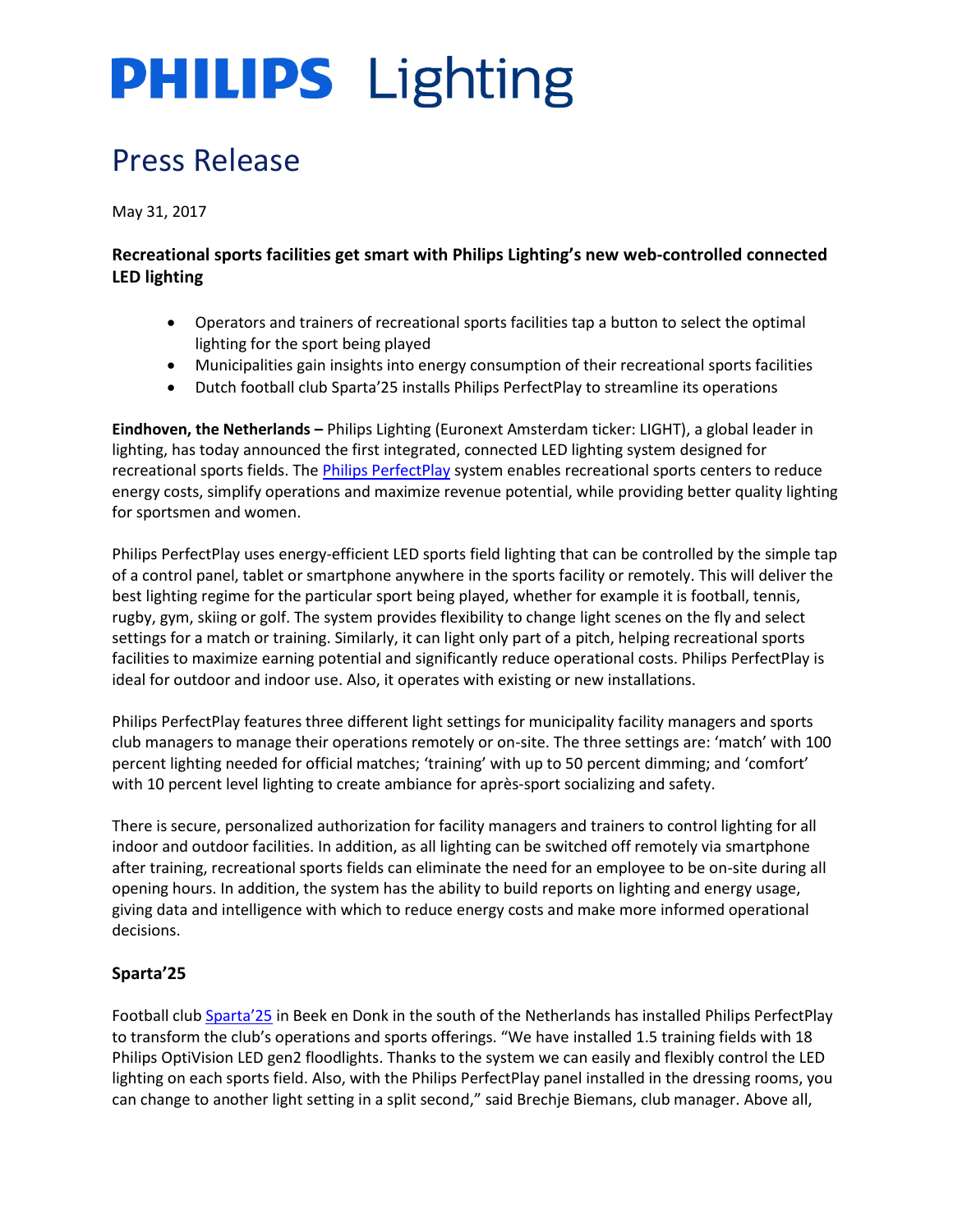# PHILIPS Lighting

## Press Release

May 31, 2017

**Recreational sports facilities get smart with Philips Lighting's new web-controlled connected LED lighting**

- Operators and trainers of recreational sports facilities tap a button to select the optimal lighting for the sport being played
- Municipalities gain insights into energy consumption of their recreational sports facilities
- Dutch football club Sparta'25 installs Philips PerfectPlay to streamline its operations

**Eindhoven, the Netherlands –** Philips Lighting (Euronext Amsterdam ticker: LIGHT), a global leader in lighting, has today announced the first integrated, connected LED lighting system designed for recreational sports fields. The Philips PerfectPlay system enables recreational sports centers to reduce energy costs, simplify operations and maximize revenue potential, while providing better quality lighting for sportsmen and women.

Philips PerfectPlay uses energy-efficient LED sports field lighting that can be controlled by the simple tap of a control panel, tablet or smartphone anywhere in the sports facility or remotely. This will deliver the best lighting regime for the particular sport being played, whether for example it is football, tennis, rugby, gym, skiing or golf. The system provides flexibility to change light scenes on the fly and select settings for a match or training. Similarly, it can light only part of a pitch, helping recreational sports facilities to maximize earning potential and significantly reduce operational costs. Philips PerfectPlay is ideal for outdoor and indoor use. Also, it operates with existing or new installations.

Philips PerfectPlay features three different light settings for municipality facility managers and sports club managers to manage their operations remotely or on-site. The three settings are: 'match' with 100 percent lighting needed for official matches; 'training' with up to 50 percent dimming; and 'comfort' with 10 percent level lighting to create ambiance for après-sport socializing and safety.

There is secure, personalized authorization for facility managers and trainers to control lighting for all indoor and outdoor facilities. In addition, as all lighting can be switched off remotely via smartphone after training, recreational sports fields can eliminate the need for an employee to be on-site during all opening hours. In addition, the system has the ability to build reports on lighting and energy usage, giving data and intelligence with which to reduce energy costs and make more informed operational decisions.

### Sparta'25

Football club Sparta'25 in Beek en Donk in the south of the Netherlands has installed Philips PerfectPlay to transform the club's operations and sports offerings. "We have installed 1.5 training fields with 18 Philips OptiVision LED gen2 floodlights. Thanks to the system we can easily and flexibly control the LED lighting on each sports field. Also, with the Philips PerfectPlay panel installed in the dressing rooms, you can change to another light setting in a split second," said Brechje Biemans, club manager. Above all,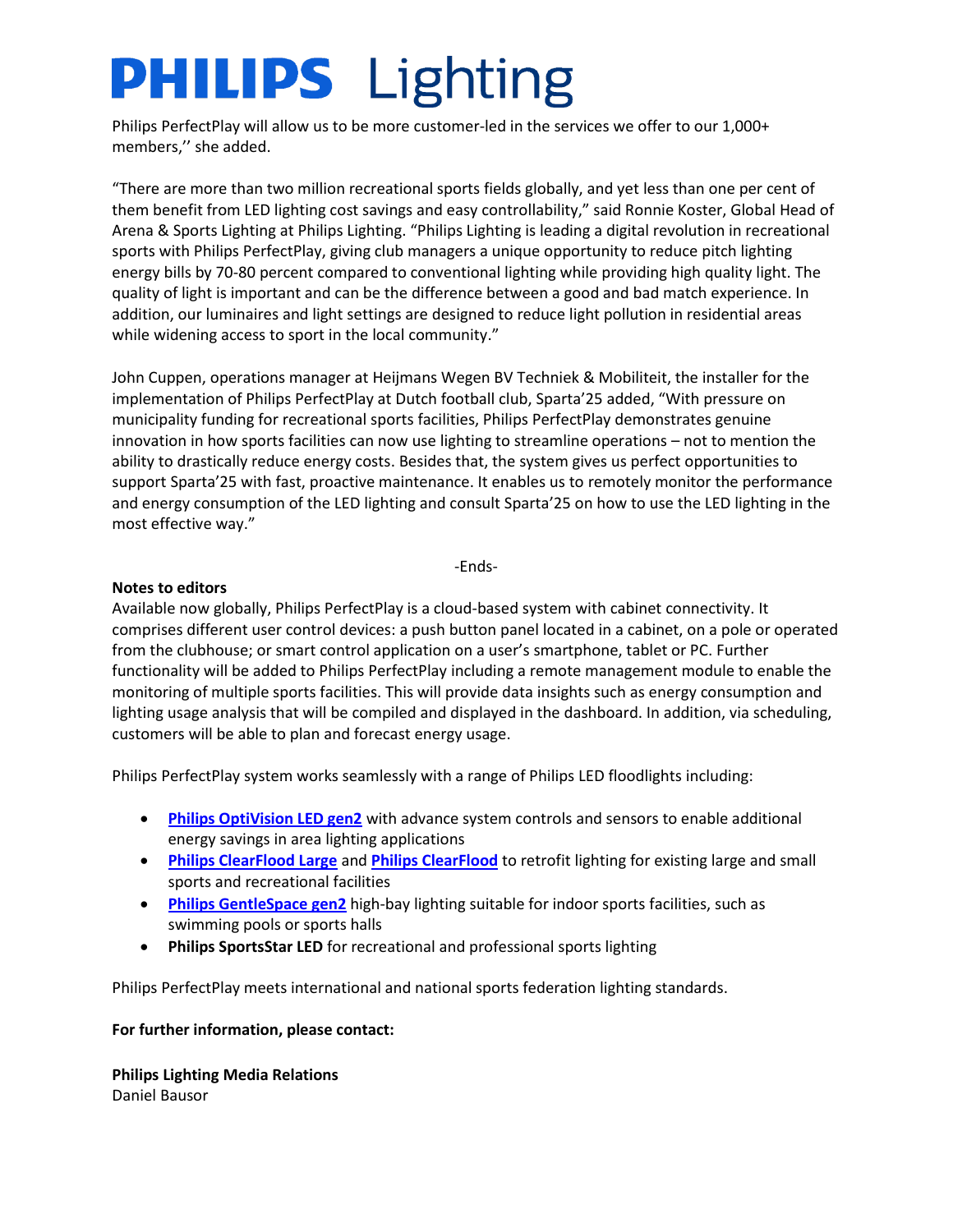Philips PerfectPlay will allow us to be more customer-led in the services we offer to our 1,000+ members,'' she added.

"There are more than two million recreational sports fields globally, and yet less than one per cent of them benefit from LED lighting cost savings and easy controllability," said Ronnie Koster, Global Head of Arena & Sports Lighting at Philips Lighting. "Philips Lighting is leading a digital revolution in recreational sports with Philips PerfectPlay, giving club managers a unique opportunity to reduce pitch lighting energy bills by 70-80 percent compared to conventional lighting while providing high quality light. The quality of light is important and can be the difference between a good and bad match experience. In addition, our luminaires and light settings are designed to reduce light pollution in residential areas while widening access to sport in the local community."

John Cuppen, operations manager at Heijmans Wegen BV Techniek & Mobiliteit, the installer for the implementation of Philips PerfectPlay at Dutch football club, Sparta'25 added, "With pressure on municipality funding for recreational sports facilities, Philips PerfectPlay demonstrates genuine innovation in how sports facilities can now use lighting to streamline operations – not to mention the ability to drastically reduce energy costs. Besides that, the system gives us perfect opportunities to support Sparta'25 with fast, proactive maintenance. It enables us to remotely monitor the performance and energy consumption of the LED lighting and consult Sparta'25 on how to use the LED lighting in the most effective way."

-Ends-

**Notes to editors**

Available now globally, Philips PerfectPlay is a cloud-based system with cabinet connectivity. It comprises different user control devices: a push button panel located in a cabinet, on a pole or operated from the clubhouse; or smart control application on a user's smartphone, tablet or PC. Further functionality will be added to Philips PerfectPlay including a remote management module to enable the monitoring of multiple sports facilities. This will provide data insights such as energy consumption and lighting usage analysis that will be compiled and displayed in the dashboard. In addition, via scheduling, customers will be able to plan and forecast energy usage.

Philips PerfectPlay system works seamlessly with a range of Philips LED floodlights including:

- **Philips OptiVision LED gen2** with advance system controls and sensors to enable additional energy savings in area lighting applications
- **Philips ClearFlood Large** and **Philips ClearFlood** to retrofit lighting for existing large and small sports and recreational facilities
- **Philips GentleSpace gen2** high-bay lighting suitable for indoor sports facilities, such as swimming pools or sports halls
- **Philips SportsStar LED** for recreational and professional sports lighting

Philips PerfectPlay meets international and national sports federation lighting standards.

**For further information, please contact:**

**Philips Lighting Media Relations**
Daniel Bausor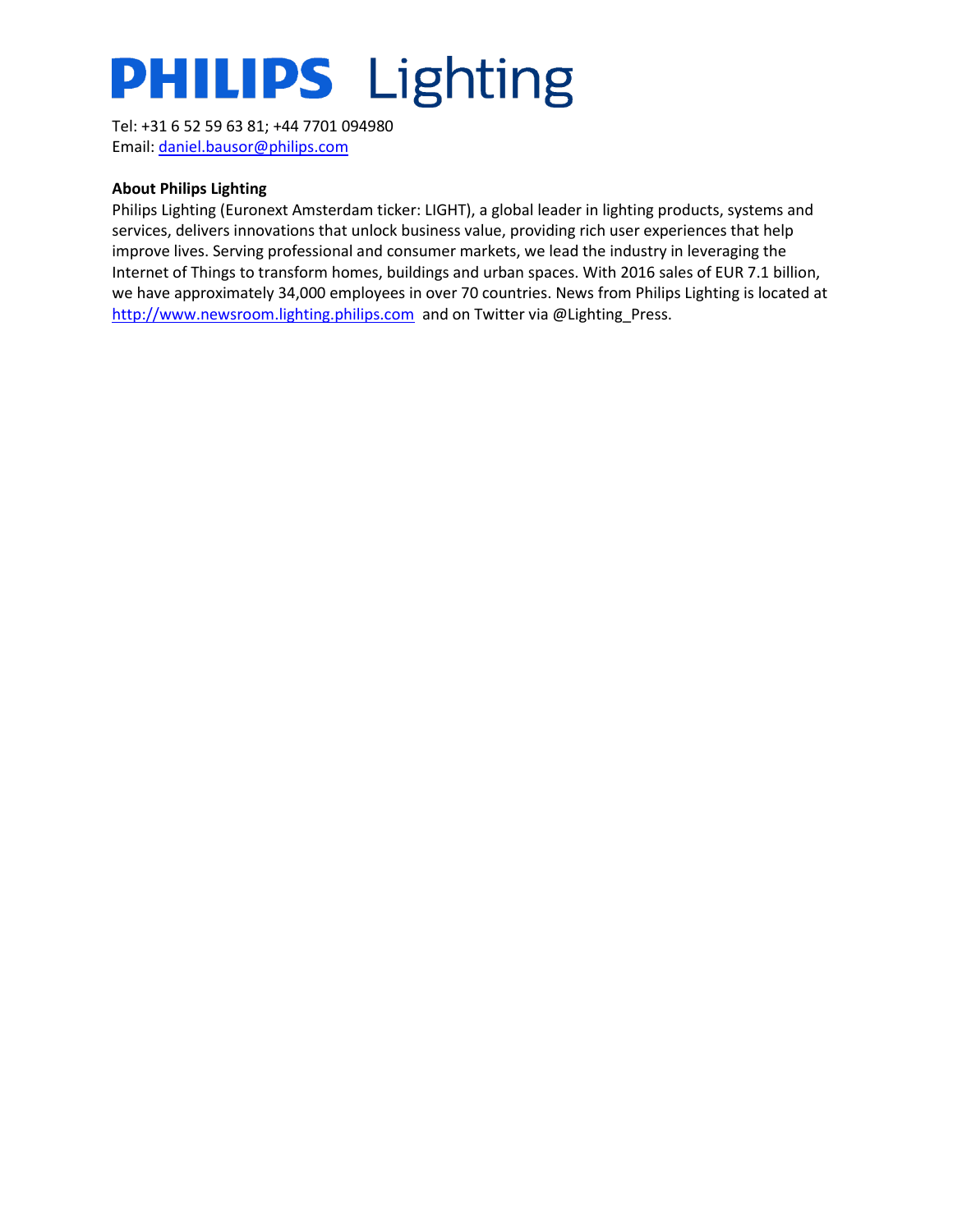PHILIPS Lighting

Tel: +31 6 52 59 63 81; +44 7701 094980
Email: daniel.bausor@philips.com

**About Philips Lighting**

Philips Lighting (Euronext Amsterdam ticker: LIGHT), a global leader in lighting products, systems and services, delivers innovations that unlock business value, providing rich user experiences that help improve lives. Serving professional and consumer markets, we lead the industry in leveraging the Internet of Things to transform homes, buildings and urban spaces. With 2016 sales of EUR 7.1 billion, we have approximately 34,000 employees in over 70 countries. News from Philips Lighting is located at http://www.newsroom.lighting.philips.com and on Twitter via @Lighting_Press.